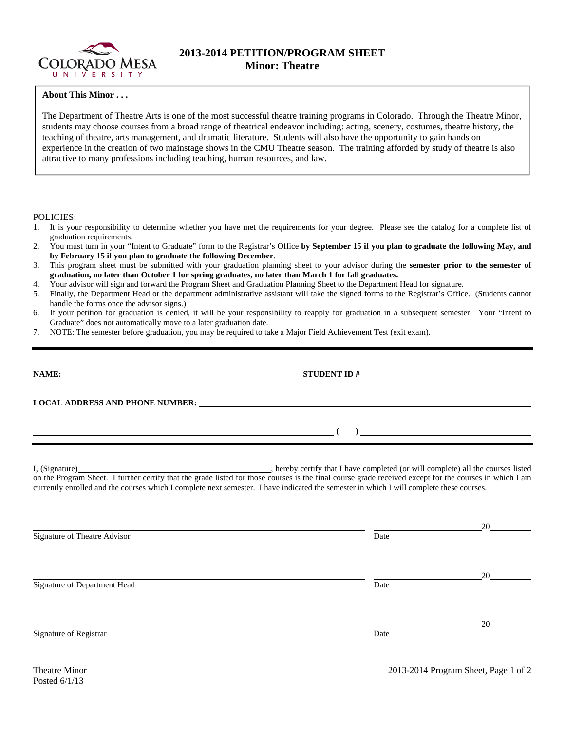# 2013-2014 PETITION/PROGRAM SHEET
## Minor: Theatre

**About This Minor . . .**

The Department of Theatre Arts is one of the most successful theatre training programs in Colorado. Through the Theatre Minor, students may choose courses from a broad range of theatrical endeavor including: acting, scenery, costumes, theatre history, the teaching of theatre, arts management, and dramatic literature. Students will also have the opportunity to gain hands on experience in the creation of two mainstage shows in the CMU Theatre season. The training afforded by study of theatre is also attractive to many professions including teaching, human resources, and law.

POLICIES:

1. It is your responsibility to determine whether you have met the requirements for your degree. Please see the catalog for a complete list of graduation requirements.
2. You must turn in your "Intent to Graduate" form to the Registrar's Office **by September 15 if you plan to graduate the following May, and by February 15 if you plan to graduate the following December**.
3. This program sheet must be submitted with your graduation planning sheet to your advisor during the **semester prior to the semester of graduation, no later than October 1 for spring graduates, no later than March 1 for fall graduates.**
4. Your advisor will sign and forward the Program Sheet and Graduation Planning Sheet to the Department Head for signature.
5. Finally, the Department Head or the department administrative assistant will take the signed forms to the Registrar's Office. (Students cannot handle the forms once the advisor signs.)
6. If your petition for graduation is denied, it will be your responsibility to reapply for graduation in a subsequent semester. Your "Intent to Graduate" does not automatically move to a later graduation date.
7. NOTE: The semester before graduation, you may be required to take a Major Field Achievement Test (exit exam).

---

**NAME:** ______________________________ **STUDENT ID #** ______________________________

**LOCAL ADDRESS AND PHONE NUMBER:** ______________________________

______________________________ **(    )** ______________________________

I, (Signature)______________________________, hereby certify that I have completed (or will complete) all the courses listed on the Program Sheet. I further certify that the grade listed for those courses is the final course grade received except for the courses in which I am currently enrolled and the courses which I complete next semester. I have indicated the semester in which I will complete these courses.

______________________________ ______________20______
Signature of Theatre Advisor  Date

______________________________ ______________20______
Signature of Department Head  Date

______________________________ ______________20______
Signature of Registrar  Date

Theatre Minor
Posted 6/1/13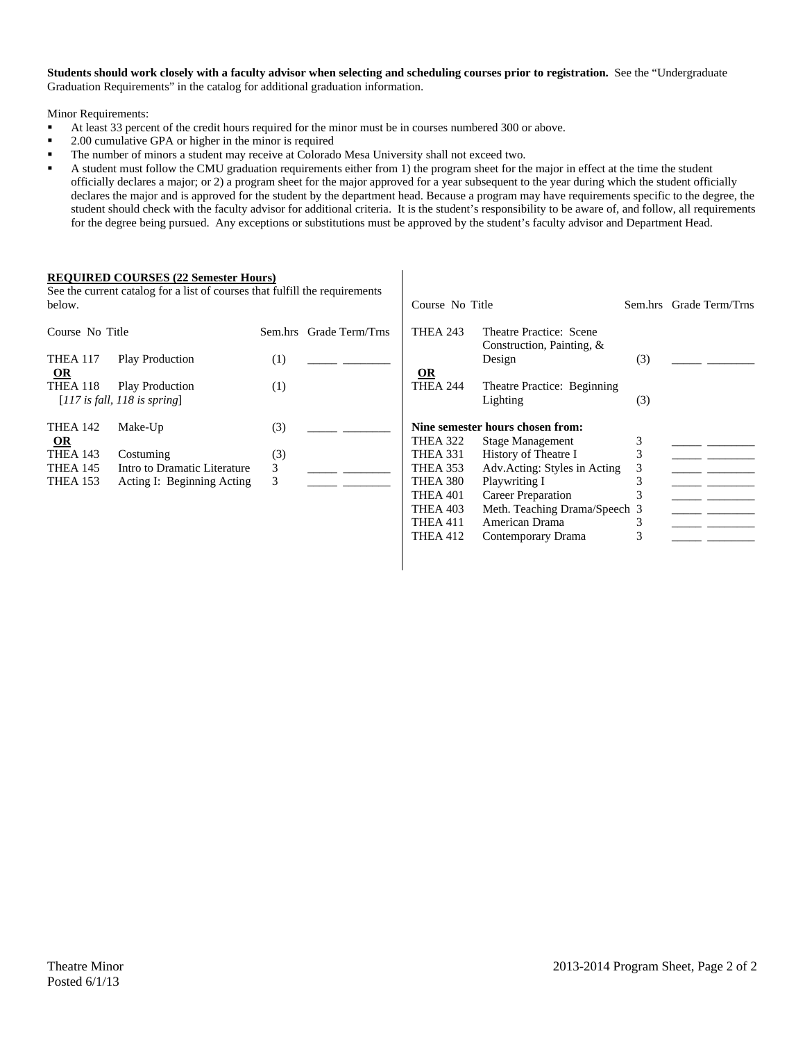**Students should work closely with a faculty advisor when selecting and scheduling courses prior to registration.** See the "Undergraduate Graduation Requirements" in the catalog for additional graduation information.

Minor Requirements:

- At least 33 percent of the credit hours required for the minor must be in courses numbered 300 or above.
- 2.00 cumulative GPA or higher in the minor is required
- The number of minors a student may receive at Colorado Mesa University shall not exceed two.
- A student must follow the CMU graduation requirements either from 1) the program sheet for the major in effect at the time the student officially declares a major; or 2) a program sheet for the major approved for a year subsequent to the year during which the student officially declares the major and is approved for the student by the department head. Because a program may have requirements specific to the degree, the student should check with the faculty advisor for additional criteria. It is the student's responsibility to be aware of, and follow, all requirements for the degree being pursued. Any exceptions or substitutions must be approved by the student's faculty advisor and Department Head.

**REQUIRED COURSES (22 Semester Hours)**

See the current catalog for a list of courses that fulfill the requirements below.

| Course No | Title | Sem.hrs | Grade | Term/Trns |
|---|---|---|---|---|
| THEA 117 | Play Production | (1) | _____ | ________ |
| **OR** | | | | |
| THEA 118 | Play Production | (1) | | |
| | [*117 is fall, 118 is spring*] | | | |
| THEA 142 | Make-Up | (3) | _____ | ________ |
| **OR** | | | | |
| THEA 143 | Costuming | (3) | | |
| THEA 145 | Intro to Dramatic Literature | 3 | _____ | ________ |
| THEA 153 | Acting I: Beginning Acting | 3 | _____ | ________ |
| THEA 243 | Theatre Practice: Scene Construction, Painting, & Design | (3) | _____ | ________ |
| **OR** | | | | |
| THEA 244 | Theatre Practice: Beginning Lighting | (3) | | |
| **Nine semester hours chosen from:** | | | | |
| THEA 322 | Stage Management | 3 | _____ | ________ |
| THEA 331 | History of Theatre I | 3 | _____ | ________ |
| THEA 353 | Adv.Acting: Styles in Acting | 3 | _____ | ________ |
| THEA 380 | Playwriting I | 3 | _____ | ________ |
| THEA 401 | Career Preparation | 3 | _____ | ________ |
| THEA 403 | Meth. Teaching Drama/Speech | 3 | _____ | ________ |
| THEA 411 | American Drama | 3 | _____ | ________ |
| THEA 412 | Contemporary Drama | 3 | _____ | ________ |

Theatre Minor
Posted 6/1/13